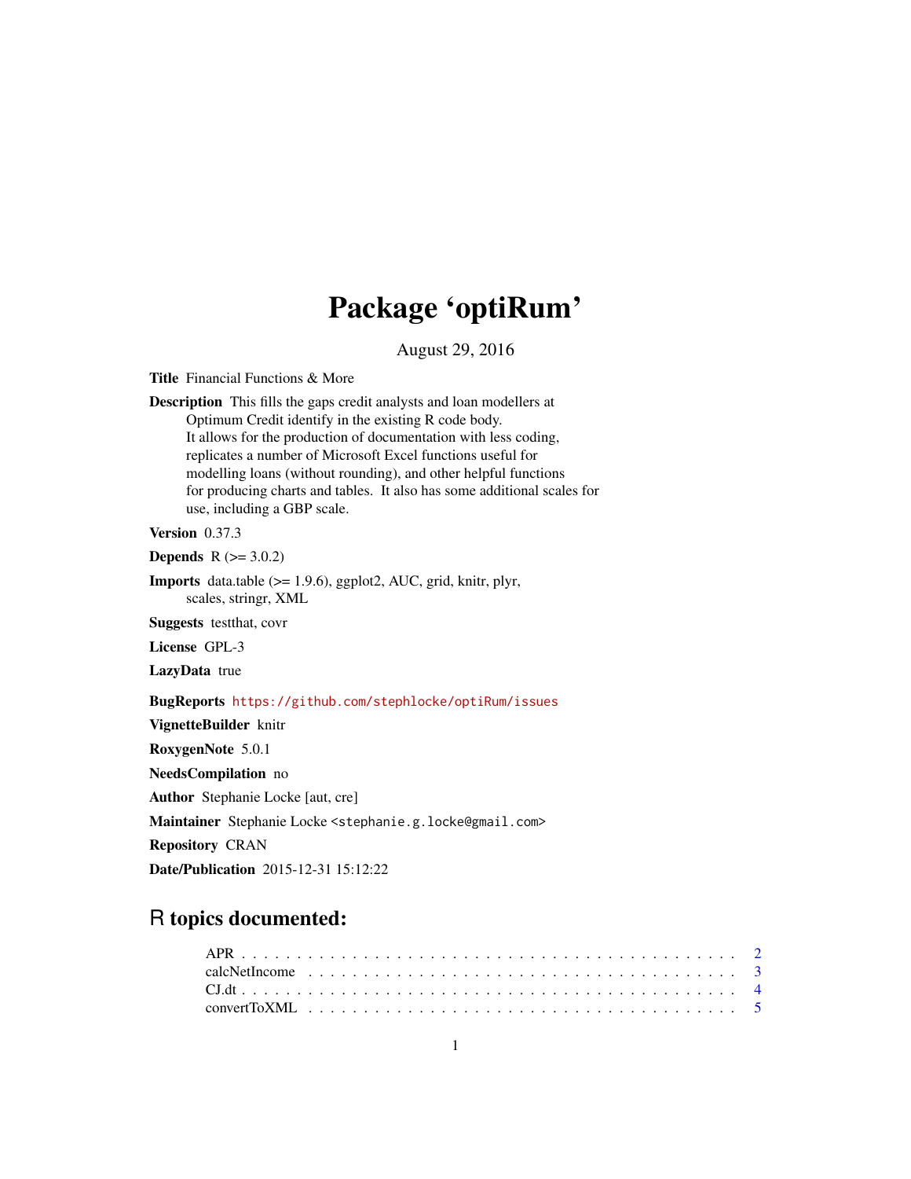# Package 'optiRum'

August 29, 2016

**Title** Financial Functions & More

**Description** This fills the gaps credit analysts and loan modellers at Optimum Credit identify in the existing R code body. It allows for the production of documentation with less coding, replicates a number of Microsoft Excel functions useful for modelling loans (without rounding), and other helpful functions for producing charts and tables. It also has some additional scales for use, including a GBP scale.

**Version** 0.37.3

**Depends** R (>= 3.0.2)

**Imports** data.table (>= 1.9.6), ggplot2, AUC, grid, knitr, plyr, scales, stringr, XML

**Suggests** testthat, covr

**License** GPL-3

**LazyData** true

**BugReports** https://github.com/stephlocke/optiRum/issues

**VignetteBuilder** knitr

**RoxygenNote** 5.0.1

**NeedsCompilation** no

**Author** Stephanie Locke [aut, cre]

**Maintainer** Stephanie Locke <stephanie.g.locke@gmail.com>

**Repository** CRAN

**Date/Publication** 2015-12-31 15:12:22

## R topics documented:

- APR . . . . . . . . . . . . . . . . . . . . . . . . . . . . . . . . . . . . . . . . . . 2
- calcNetIncome . . . . . . . . . . . . . . . . . . . . . . . . . . . . . . . . . . . . 3
- CJ.dt . . . . . . . . . . . . . . . . . . . . . . . . . . . . . . . . . . . . . . . . . 4
- convertToXML . . . . . . . . . . . . . . . . . . . . . . . . . . . . . . . . . . . . 5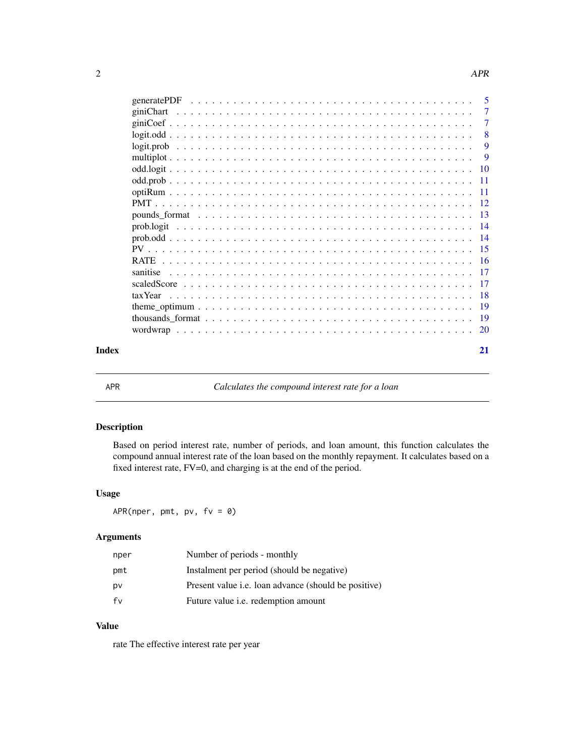| | |
|---|---|
| generatePDF | 5 |
| giniChart | 7 |
| giniCoef | 7 |
| logit.odd | 8 |
| logit.prob | 9 |
| multiplot | 9 |
| odd.logit | 10 |
| odd.prob | 11 |
| optiRum | 11 |
| PMT | 12 |
| pounds_format | 13 |
| prob.logit | 14 |
| prob.odd | 14 |
| PV | 15 |
| RATE | 16 |
| sanitise | 17 |
| scaledScore | 17 |
| taxYear | 18 |
| theme_optimum | 19 |
| thousands_format | 19 |
| wordwrap | 20 |

**Index** **21**

---

APR *Calculates the compound interest rate for a loan*

---

## Description

Based on period interest rate, number of periods, and loan amount, this function calculates the compound annual interest rate of the loan based on the monthly repayment. It calculates based on a fixed interest rate, FV=0, and charging is at the end of the period.

## Usage

```
APR(nper, pmt, pv, fv = 0)
```

## Arguments

| | |
|---|---|
| nper | Number of periods - monthly |
| pmt | Instalment per period (should be negative) |
| pv | Present value i.e. loan advance (should be positive) |
| fv | Future value i.e. redemption amount |

## Value

rate The effective interest rate per year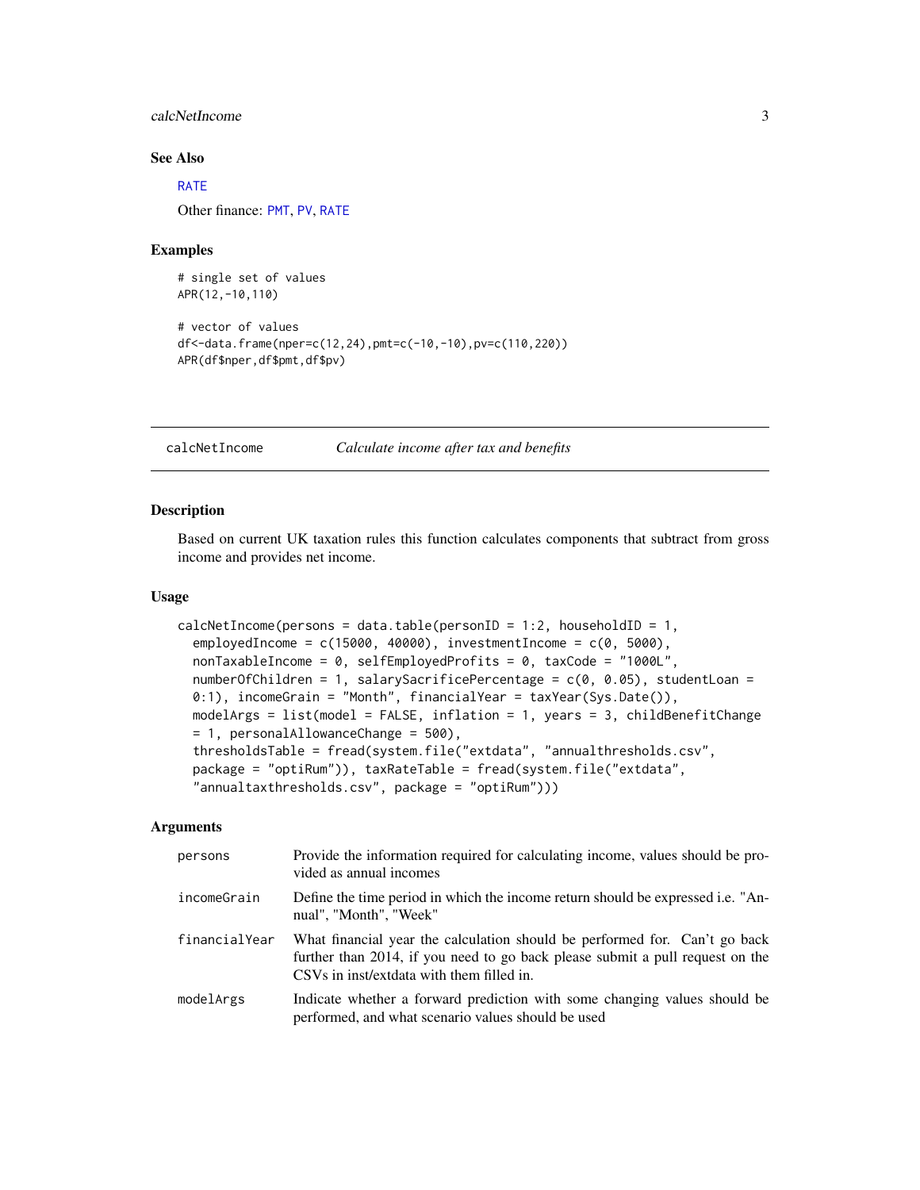## See Also

RATE

Other finance: PMT, PV, RATE

## Examples

```
# single set of values
APR(12,-10,110)

# vector of values
df<-data.frame(nper=c(12,24),pmt=c(-10,-10),pv=c(110,220))
APR(df$nper,df$pmt,df$pv)
```

---

# calcNetIncome — *Calculate income after tax and benefits*

## Description

Based on current UK taxation rules this function calculates components that subtract from gross income and provides net income.

## Usage

```
calcNetIncome(persons = data.table(personID = 1:2, householdID = 1,
  employedIncome = c(15000, 40000), investmentIncome = c(0, 5000),
  nonTaxableIncome = 0, selfEmployedProfits = 0, taxCode = "1000L",
  numberOfChildren = 1, salarySacrificePercentage = c(0, 0.05), studentLoan =
  0:1), incomeGrain = "Month", financialYear = taxYear(Sys.Date()),
  modelArgs = list(model = FALSE, inflation = 1, years = 3, childBenefitChange
  = 1, personalAllowanceChange = 500),
  thresholdsTable = fread(system.file("extdata", "annualthresholds.csv",
  package = "optiRum")), taxRateTable = fread(system.file("extdata",
  "annualtaxthresholds.csv", package = "optiRum")))
```

## Arguments

| | |
|---|---|
| persons | Provide the information required for calculating income, values should be provided as annual incomes |
| incomeGrain | Define the time period in which the income return should be expressed i.e. "Annual", "Month", "Week" |
| financialYear | What financial year the calculation should be performed for. Can't go back further than 2014, if you need to go back please submit a pull request on the CSVs in inst/extdata with them filled in. |
| modelArgs | Indicate whether a forward prediction with some changing values should be performed, and what scenario values should be used |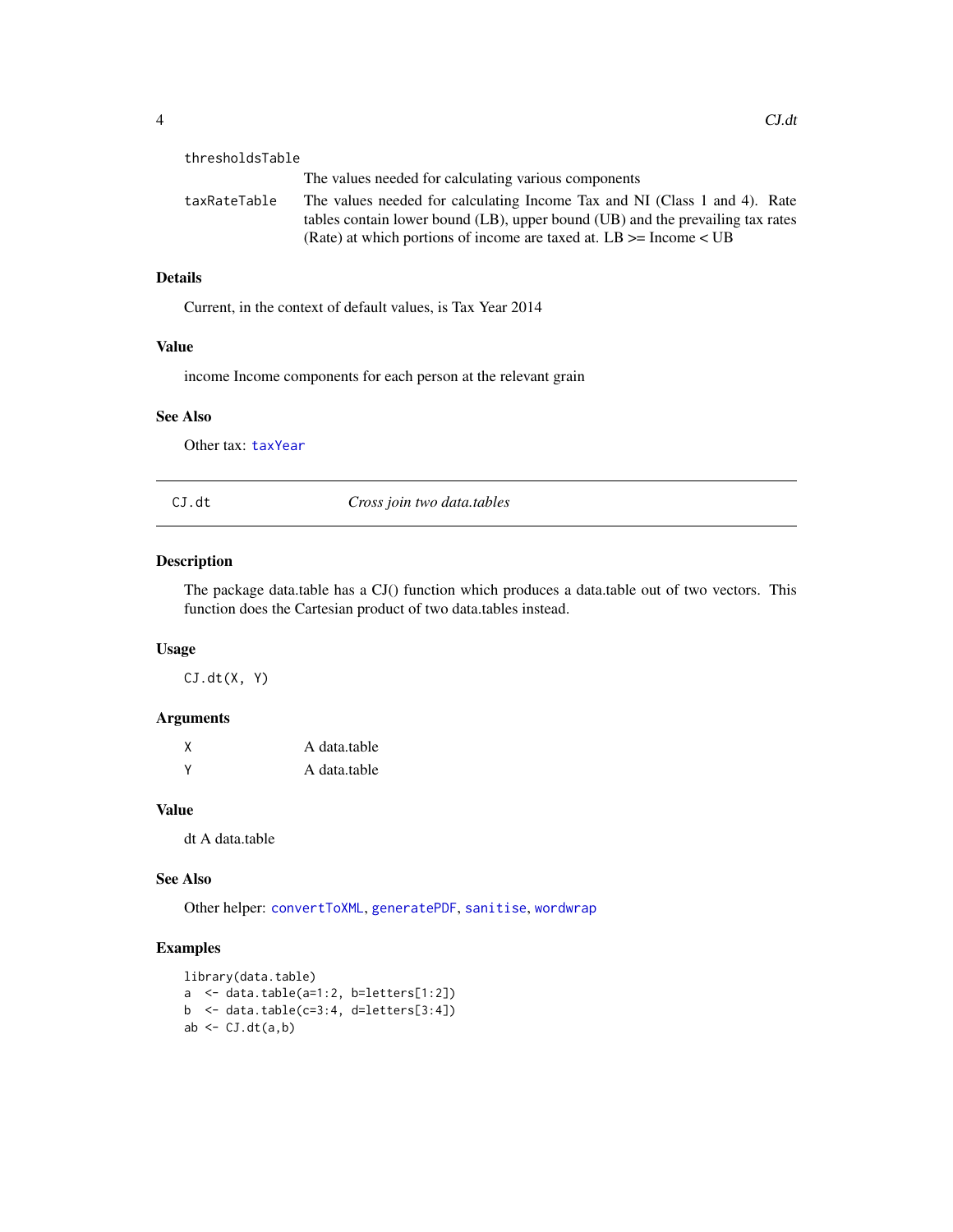| | |
|---|---|
| thresholdsTable | The values needed for calculating various components |
| taxRateTable | The values needed for calculating Income Tax and NI (Class 1 and 4). Rate tables contain lower bound (LB), upper bound (UB) and the prevailing tax rates (Rate) at which portions of income are taxed at. LB >= Income < UB |

### Details

Current, in the context of default values, is Tax Year 2014

### Value

income Income components for each person at the relevant grain

### See Also

Other tax: taxYear

---

## CJ.dt — *Cross join two data.tables*

### Description

The package data.table has a CJ() function which produces a data.table out of two vectors. This function does the Cartesian product of two data.tables instead.

### Usage

```
CJ.dt(X, Y)
```

### Arguments

| | |
|---|---|
| X | A data.table |
| Y | A data.table |

### Value

dt A data.table

### See Also

Other helper: convertToXML, generatePDF, sanitise, wordwrap

### Examples

```
library(data.table)
a  <- data.table(a=1:2, b=letters[1:2])
b  <- data.table(c=3:4, d=letters[3:4])
ab <- CJ.dt(a,b)
```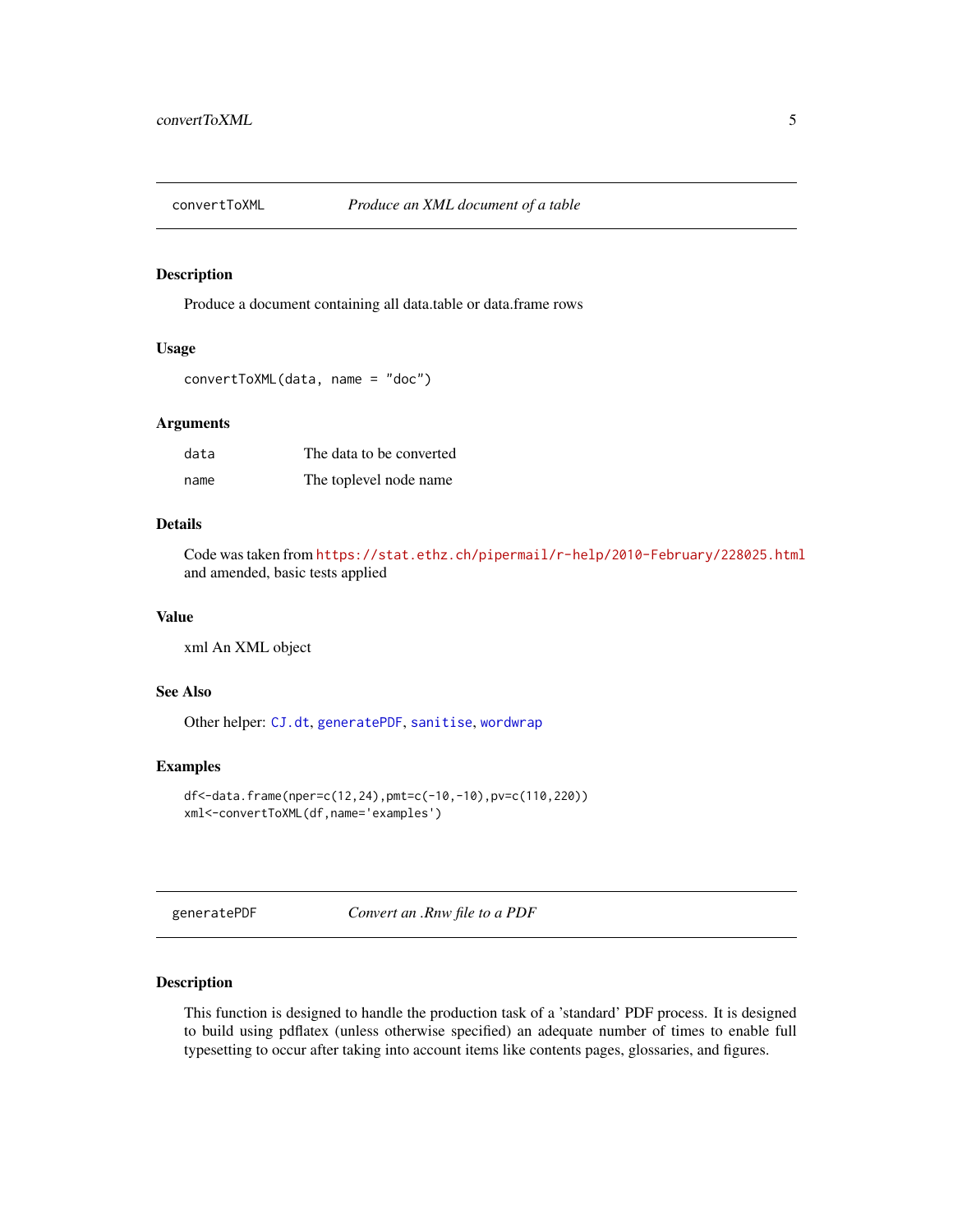## convertToXML — *Produce an XML document of a table*

### Description

Produce a document containing all data.table or data.frame rows

### Usage

```
convertToXML(data, name = "doc")
```

### Arguments

| | |
|---|---|
| data | The data to be converted |
| name | The toplevel node name |

### Details

Code was taken from https://stat.ethz.ch/pipermail/r-help/2010-February/228025.html and amended, basic tests applied

### Value

xml An XML object

### See Also

Other helper: CJ.dt, generatePDF, sanitise, wordwrap

### Examples

```
df<-data.frame(nper=c(12,24),pmt=c(-10,-10),pv=c(110,220))
xml<-convertToXML(df,name='examples')
```

## generatePDF — *Convert an .Rnw file to a PDF*

### Description

This function is designed to handle the production task of a 'standard' PDF process. It is designed to build using pdflatex (unless otherwise specified) an adequate number of times to enable full typesetting to occur after taking into account items like contents pages, glossaries, and figures.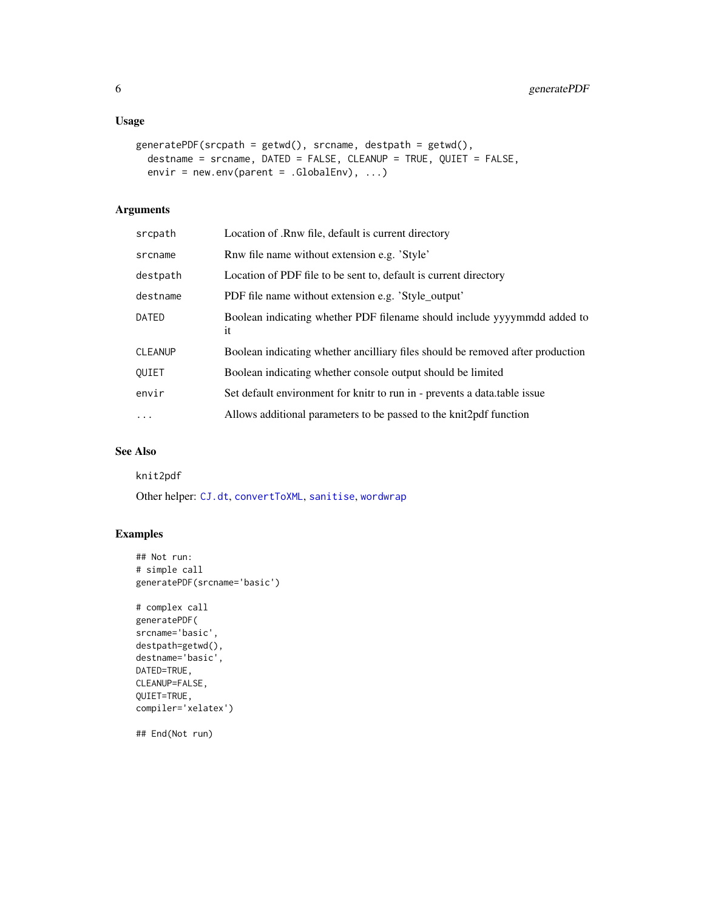### Usage

```
generatePDF(srcpath = getwd(), srcname, destpath = getwd(),
  destname = srcname, DATED = FALSE, CLEANUP = TRUE, QUIET = FALSE,
  envir = new.env(parent = .GlobalEnv), ...)
```

### Arguments

| | |
|---|---|
| srcpath | Location of .Rnw file, default is current directory |
| srcname | Rnw file name without extension e.g. 'Style' |
| destpath | Location of PDF file to be sent to, default is current directory |
| destname | PDF file name without extension e.g. 'Style_output' |
| DATED | Boolean indicating whether PDF filename should include yyyymmdd added to it |
| CLEANUP | Boolean indicating whether ancilliary files should be removed after production |
| QUIET | Boolean indicating whether console output should be limited |
| envir | Set default environment for knitr to run in - prevents a data.table issue |
| ... | Allows additional parameters to be passed to the knit2pdf function |

### See Also

knit2pdf

Other helper: CJ.dt, convertToXML, sanitise, wordwrap

### Examples

```
## Not run:
# simple call
generatePDF(srcname='basic')

# complex call
generatePDF(
srcname='basic',
destpath=getwd(),
destname='basic',
DATED=TRUE,
CLEANUP=FALSE,
QUIET=TRUE,
compiler='xelatex')

## End(Not run)
```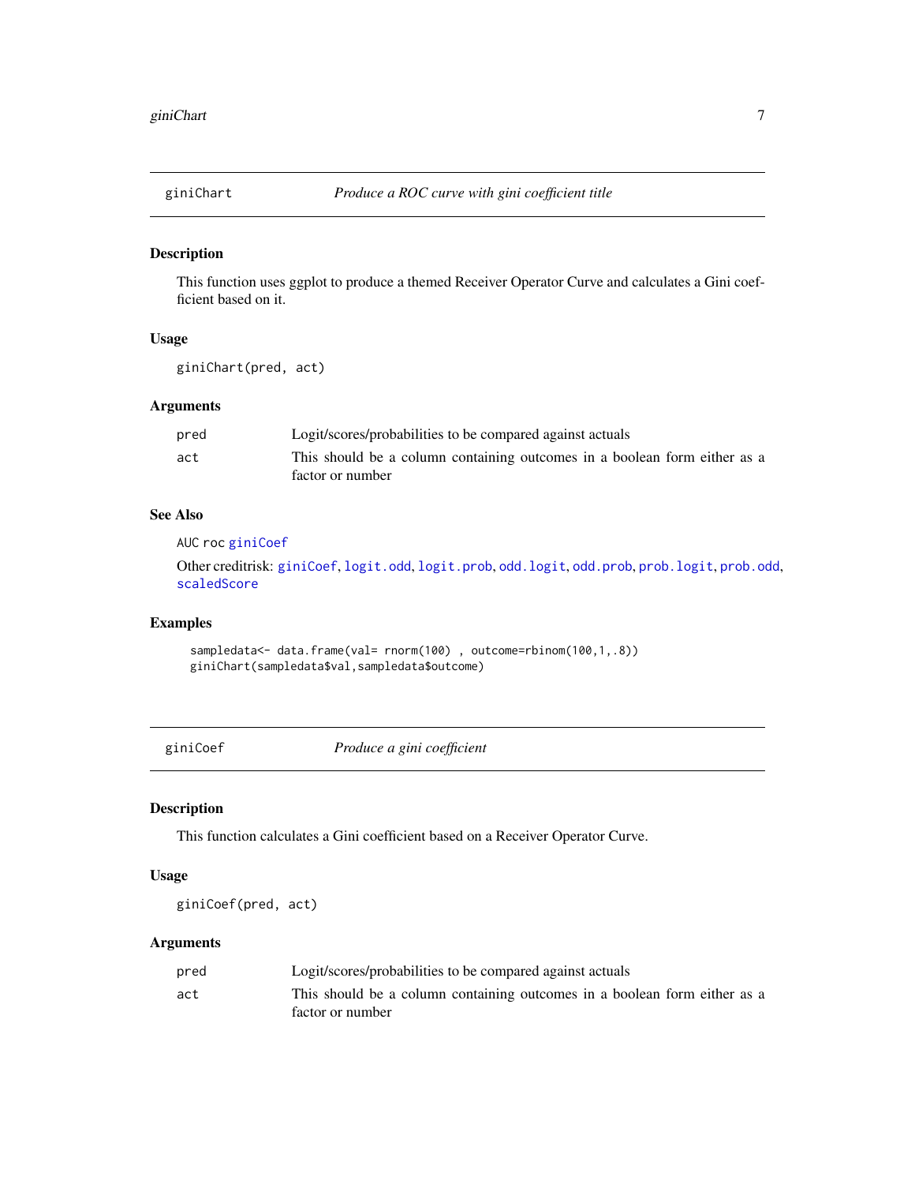## giniChart    *Produce a ROC curve with gini coefficient title*

### Description

This function uses ggplot to produce a themed Receiver Operator Curve and calculates a Gini coefficient based on it.

### Usage

```
giniChart(pred, act)
```

### Arguments

| | |
|---|---|
| `pred` | Logit/scores/probabilities to be compared against actuals |
| `act` | This should be a column containing outcomes in a boolean form either as a factor or number |

### See Also

AUC roc giniCoef

Other creditrisk: giniCoef, logit.odd, logit.prob, odd.logit, odd.prob, prob.logit, prob.odd, scaledScore

### Examples

```
sampledata<- data.frame(val= rnorm(100) , outcome=rbinom(100,1,.8))
giniChart(sampledata$val,sampledata$outcome)
```

## giniCoef    *Produce a gini coefficient*

### Description

This function calculates a Gini coefficient based on a Receiver Operator Curve.

### Usage

```
giniCoef(pred, act)
```

### Arguments

| | |
|---|---|
| `pred` | Logit/scores/probabilities to be compared against actuals |
| `act` | This should be a column containing outcomes in a boolean form either as a factor or number |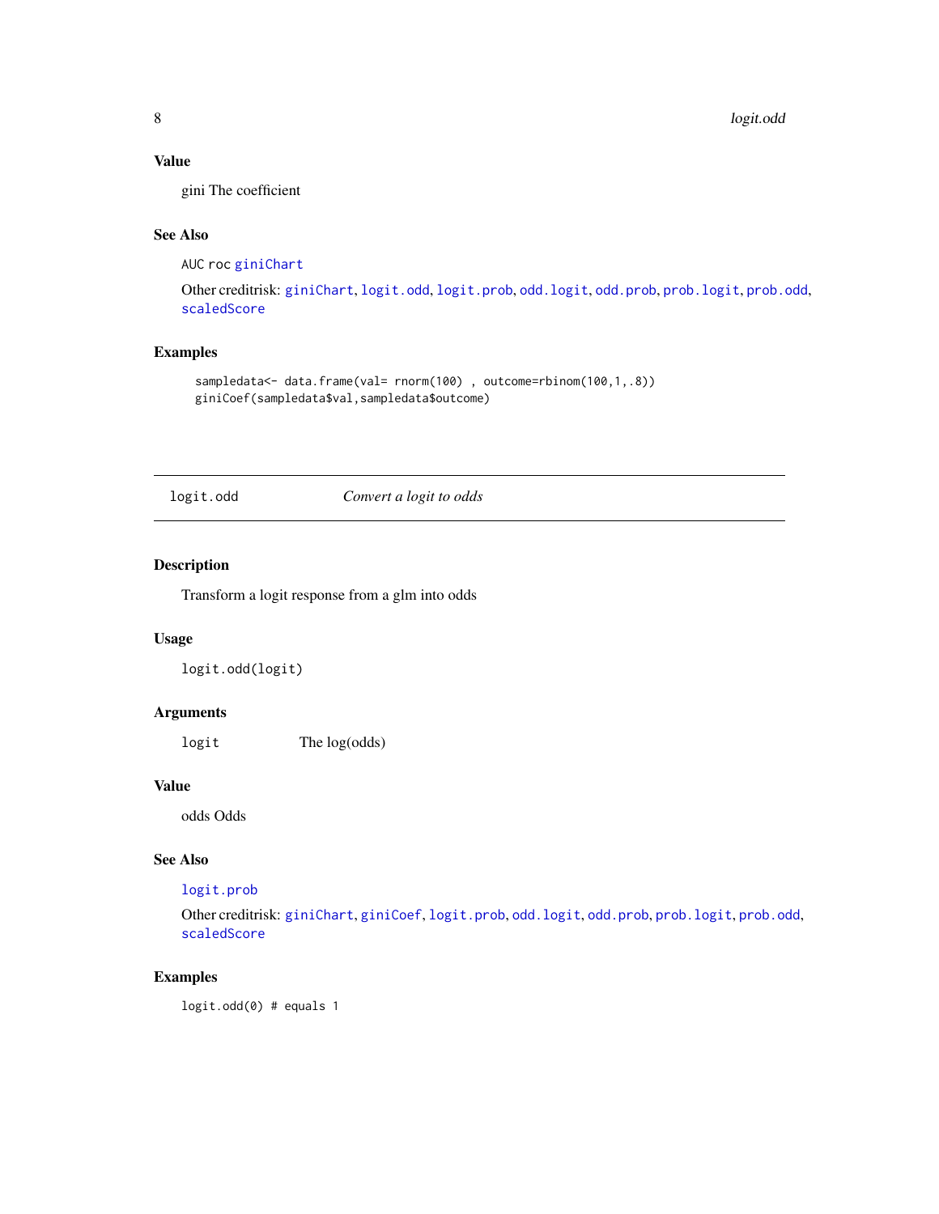### Value

gini The coefficient

### See Also

AUC roc giniChart

Other creditrisk: giniChart, logit.odd, logit.prob, odd.logit, odd.prob, prob.logit, prob.odd, scaledScore

### Examples

```
sampledata<- data.frame(val= rnorm(100) , outcome=rbinom(100,1,.8))
giniCoef(sampledata$val,sampledata$outcome)
```

---

## logit.odd *Convert a logit to odds*

---

### Description

Transform a logit response from a glm into odds

### Usage

```
logit.odd(logit)
```

### Arguments

| | |
|---|---|
| logit | The log(odds) |

### Value

odds Odds

### See Also

logit.prob

Other creditrisk: giniChart, giniCoef, logit.prob, odd.logit, odd.prob, prob.logit, prob.odd, scaledScore

### Examples

```
logit.odd(0) # equals 1
```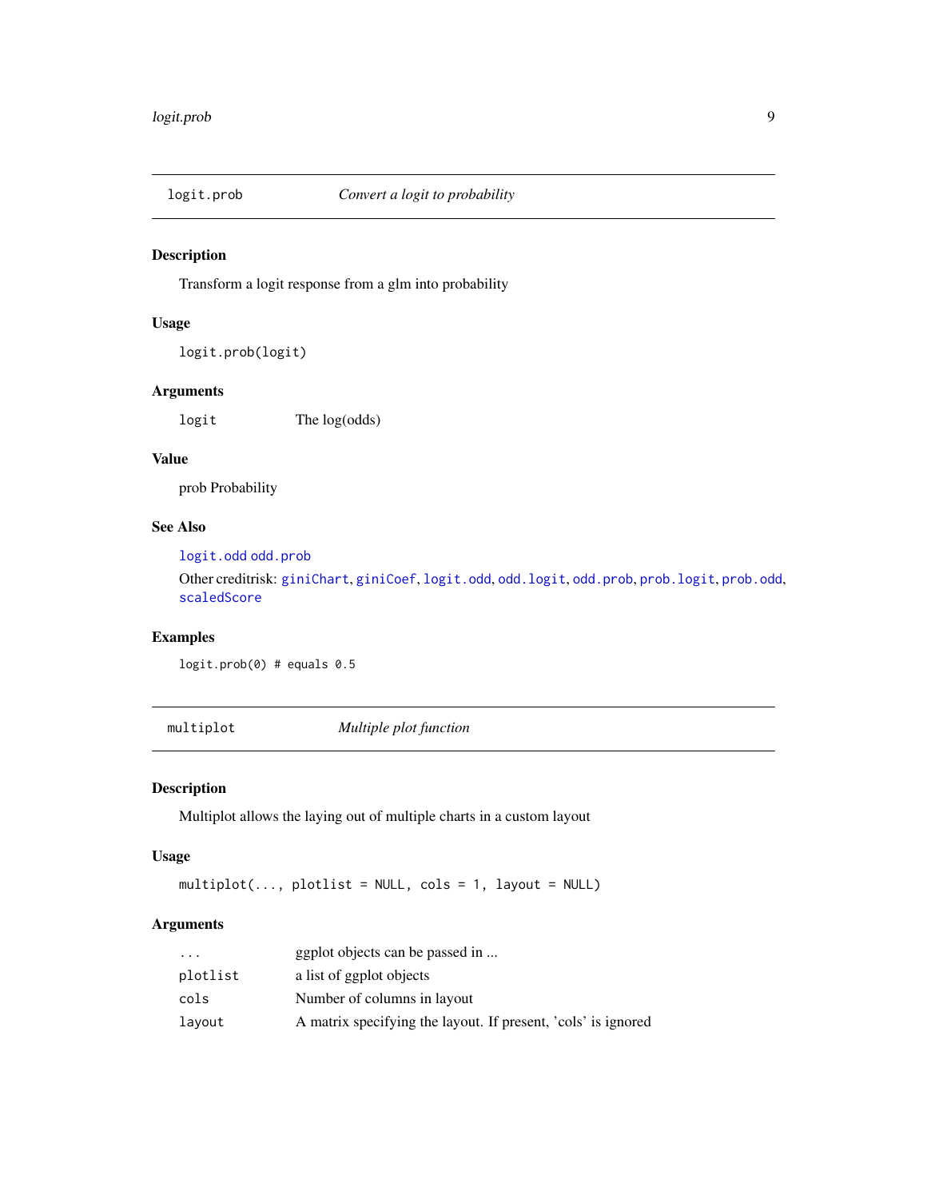## logit.prob — *Convert a logit to probability*

### Description

Transform a logit response from a glm into probability

### Usage

```
logit.prob(logit)
```

### Arguments

| | |
|---|---|
| `logit` | The log(odds) |

### Value

prob Probability

### See Also

`logit.odd` `odd.prob`

Other creditrisk: `giniChart`, `giniCoef`, `logit.odd`, `odd.logit`, `odd.prob`, `prob.logit`, `prob.odd`, `scaledScore`

### Examples

```
logit.prob(0) # equals 0.5
```

## multiplot — *Multiple plot function*

### Description

Multiplot allows the laying out of multiple charts in a custom layout

### Usage

```
multiplot(..., plotlist = NULL, cols = 1, layout = NULL)
```

### Arguments

| | |
|---|---|
| `...` | ggplot objects can be passed in ... |
| `plotlist` | a list of ggplot objects |
| `cols` | Number of columns in layout |
| `layout` | A matrix specifying the layout. If present, 'cols' is ignored |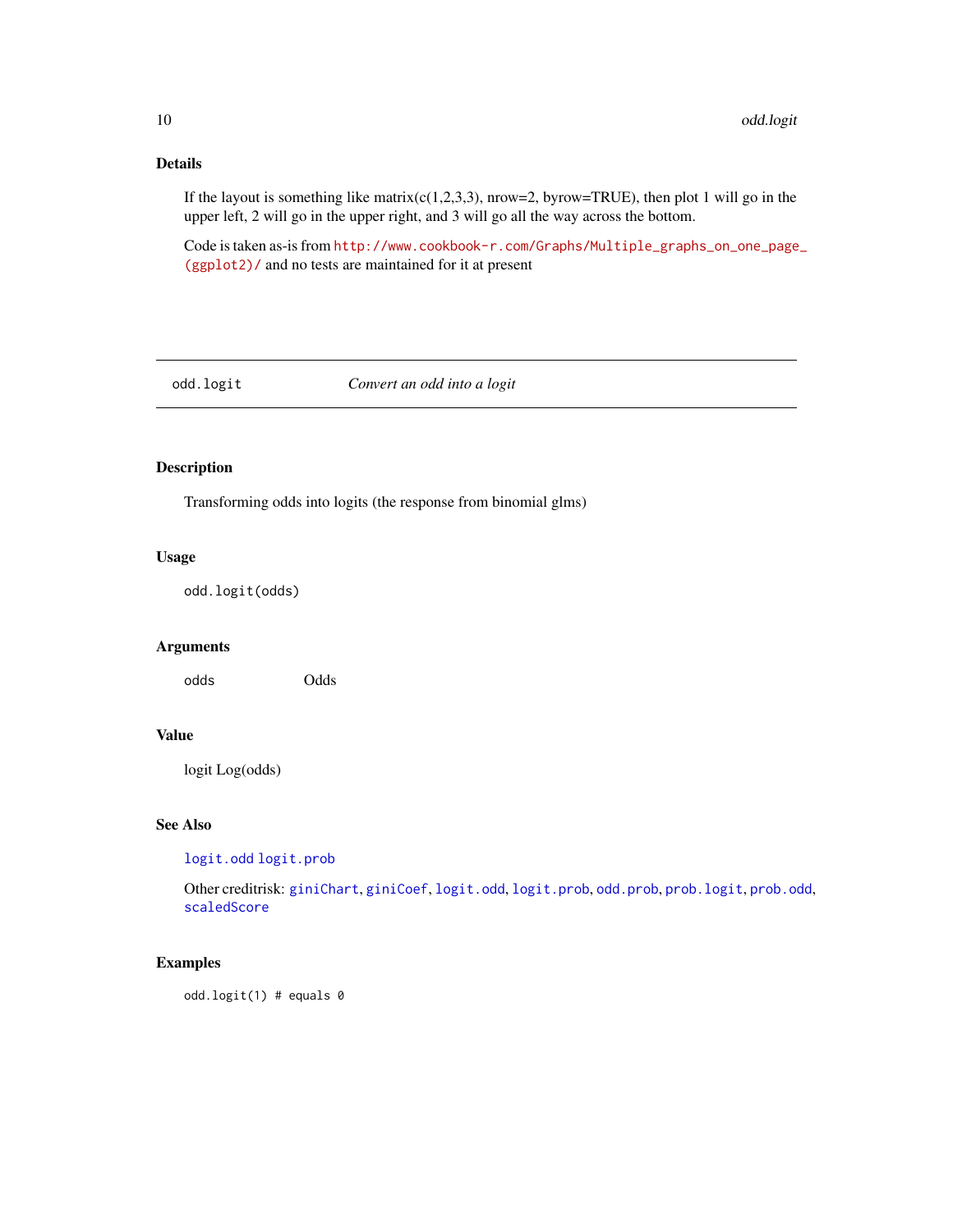## Details

If the layout is something like matrix(c(1,2,3,3), nrow=2, byrow=TRUE), then plot 1 will go in the upper left, 2 will go in the upper right, and 3 will go all the way across the bottom.

Code is taken as-is from http://www.cookbook-r.com/Graphs/Multiple_graphs_on_one_page_(ggplot2)/ and no tests are maintained for it at present

---

# odd.logit — *Convert an odd into a logit*

---

## Description

Transforming odds into logits (the response from binomial glms)

## Usage

```
odd.logit(odds)
```

## Arguments

| | |
|---|---|
| odds | Odds |

## Value

logit Log(odds)

## See Also

logit.odd logit.prob

Other creditrisk: giniChart, giniCoef, logit.odd, logit.prob, odd.prob, prob.logit, prob.odd, scaledScore

## Examples

```
odd.logit(1) # equals 0
```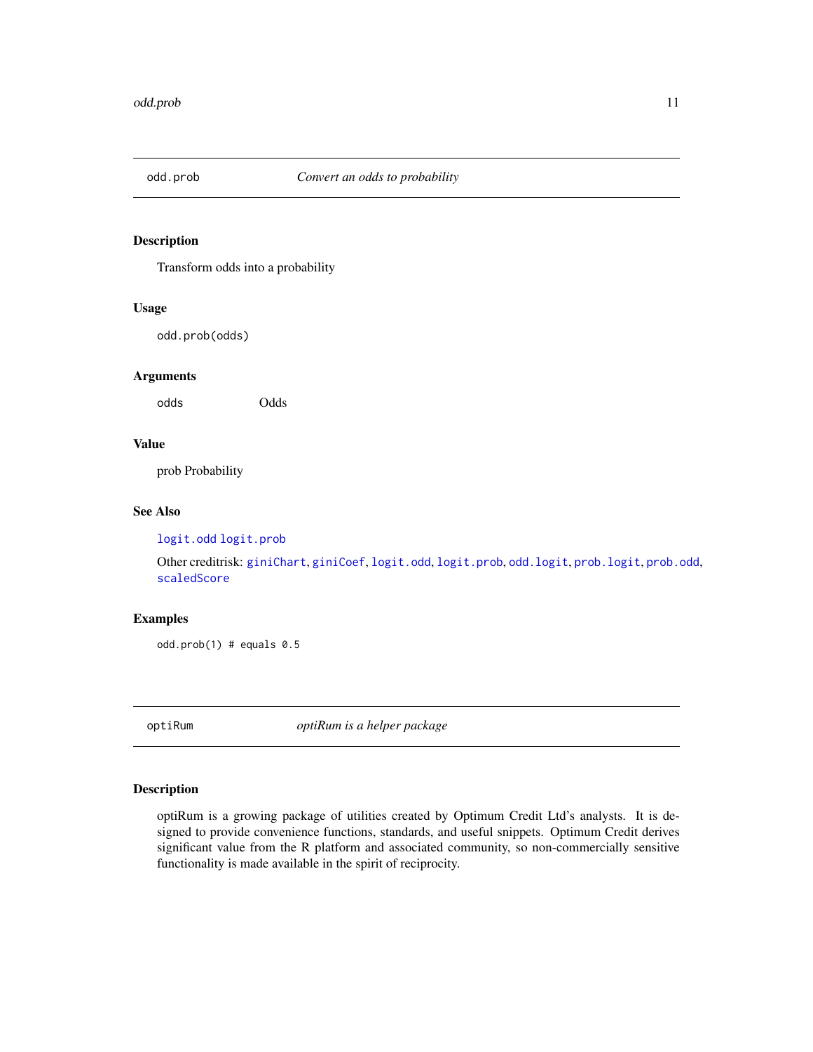## odd.prob *Convert an odds to probability*

### Description

Transform odds into a probability

### Usage

```
odd.prob(odds)
```

### Arguments

| | |
|---|---|
| odds | Odds |

### Value

prob Probability

### See Also

logit.odd logit.prob

Other creditrisk: giniChart, giniCoef, logit.odd, logit.prob, odd.logit, prob.logit, prob.odd, scaledScore

### Examples

```
odd.prob(1) # equals 0.5
```

## optiRum *optiRum is a helper package*

### Description

optiRum is a growing package of utilities created by Optimum Credit Ltd's analysts. It is designed to provide convenience functions, standards, and useful snippets. Optimum Credit derives significant value from the R platform and associated community, so non-commercially sensitive functionality is made available in the spirit of reciprocity.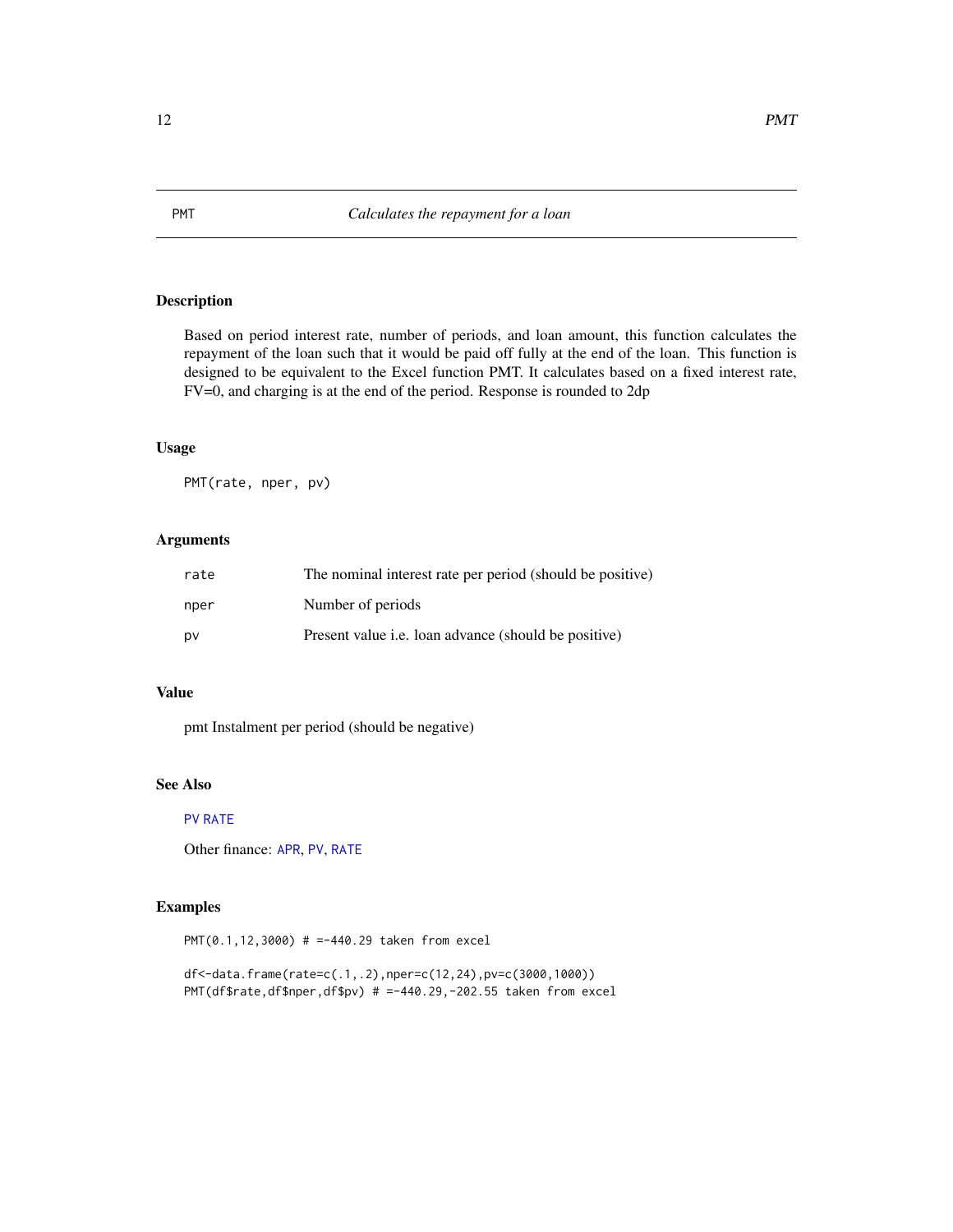PMT — *Calculates the repayment for a loan*

## Description

Based on period interest rate, number of periods, and loan amount, this function calculates the repayment of the loan such that it would be paid off fully at the end of the loan. This function is designed to be equivalent to the Excel function PMT. It calculates based on a fixed interest rate, FV=0, and charging is at the end of the period. Response is rounded to 2dp

## Usage

```
PMT(rate, nper, pv)
```

## Arguments

| | |
|---|---|
| rate | The nominal interest rate per period (should be positive) |
| nper | Number of periods |
| pv | Present value i.e. loan advance (should be positive) |

## Value

pmt Instalment per period (should be negative)

## See Also

PV RATE

Other finance: APR, PV, RATE

## Examples

```
PMT(0.1,12,3000) # =-440.29 taken from excel

df<-data.frame(rate=c(.1,.2),nper=c(12,24),pv=c(3000,1000))
PMT(df$rate,df$nper,df$pv) # =-440.29,-202.55 taken from excel
```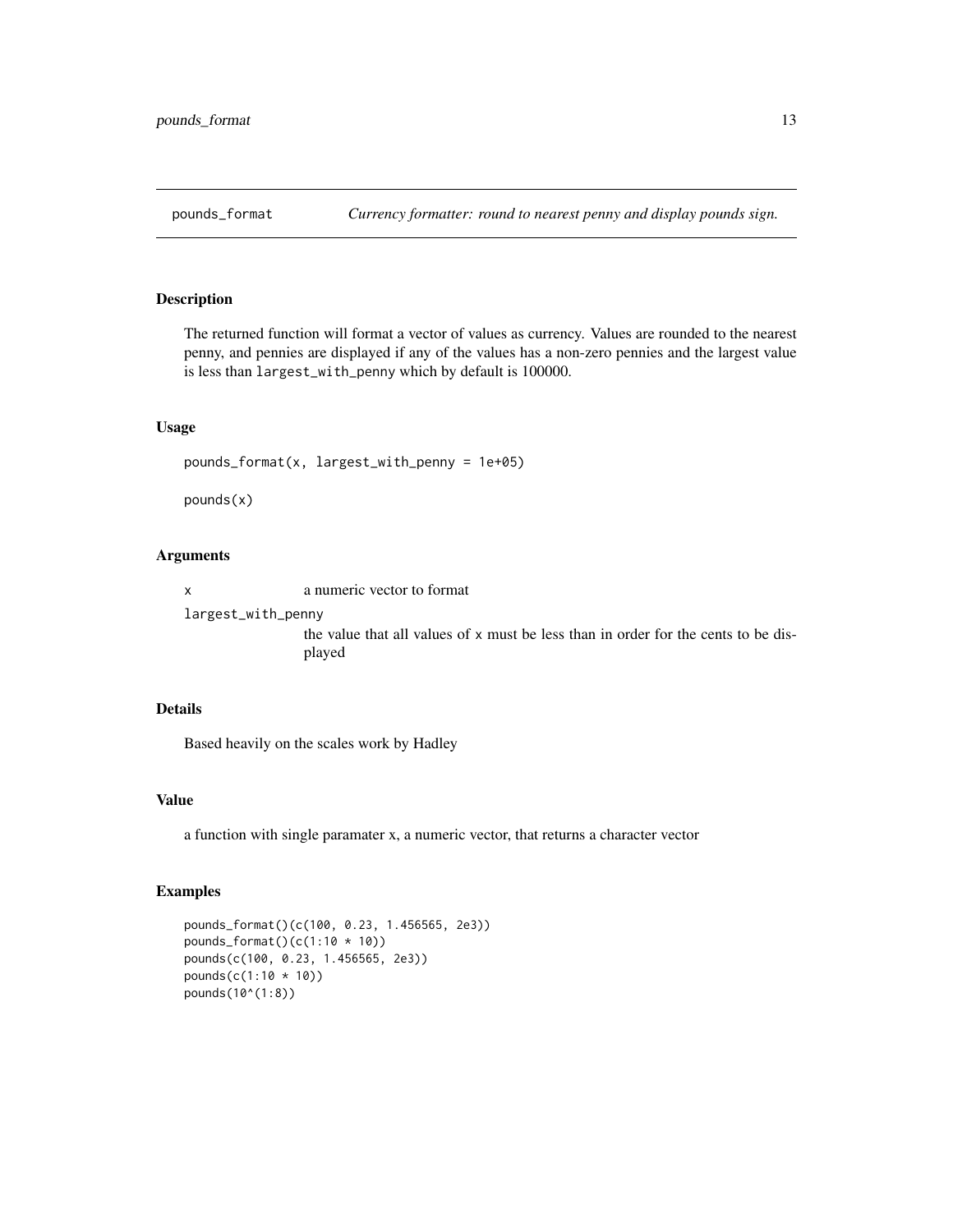## pounds_format — *Currency formatter: round to nearest penny and display pounds sign.*

### Description

The returned function will format a vector of values as currency. Values are rounded to the nearest penny, and pennies are displayed if any of the values has a non-zero pennies and the largest value is less than `largest_with_penny` which by default is 100000.

### Usage

```
pounds_format(x, largest_with_penny = 1e+05)

pounds(x)
```

### Arguments

| | |
|---|---|
| `x` | a numeric vector to format |
| `largest_with_penny` | the value that all values of `x` must be less than in order for the cents to be displayed |

### Details

Based heavily on the scales work by Hadley

### Value

a function with single paramater x, a numeric vector, that returns a character vector

### Examples

```
pounds_format()(c(100, 0.23, 1.456565, 2e3))
pounds_format()(c(1:10 * 10))
pounds(c(100, 0.23, 1.456565, 2e3))
pounds(c(1:10 * 10))
pounds(10^(1:8))
```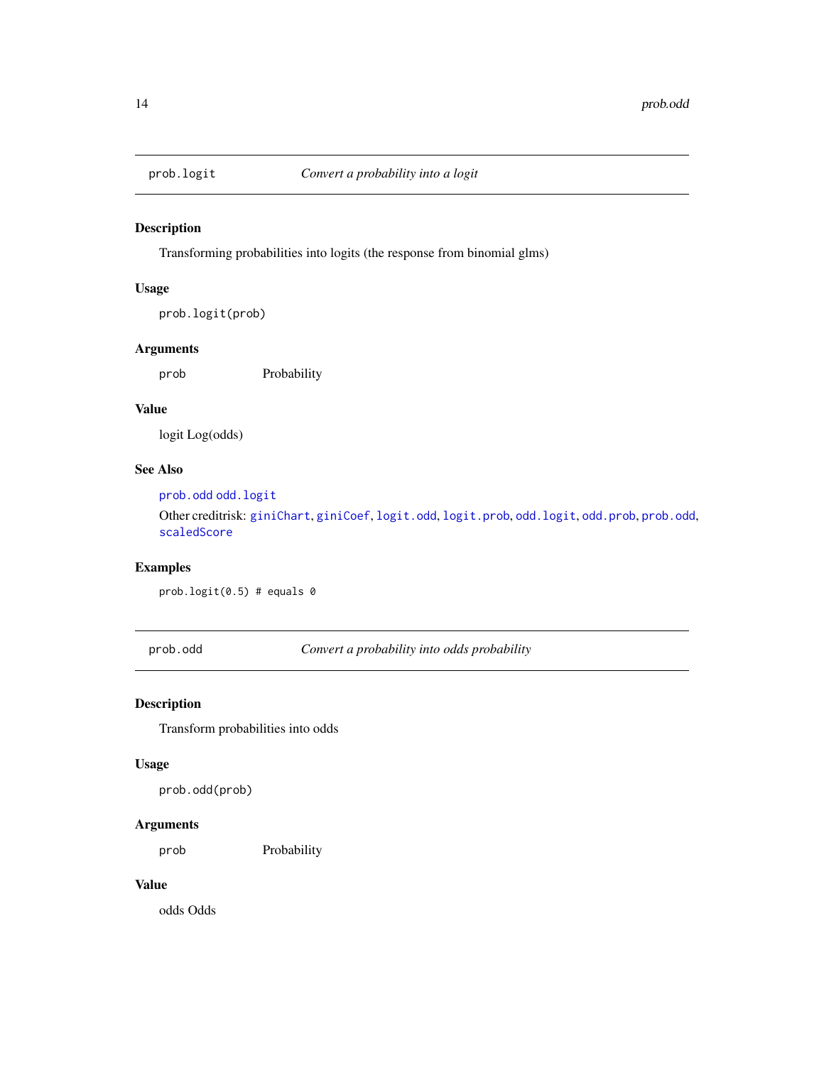## prob.logit — *Convert a probability into a logit*

### Description

Transforming probabilities into logits (the response from binomial glms)

### Usage

```
prob.logit(prob)
```

### Arguments

`prob` Probability

### Value

logit Log(odds)

### See Also

`prob.odd` `odd.logit`

Other creditrisk: `giniChart`, `giniCoef`, `logit.odd`, `logit.prob`, `odd.logit`, `odd.prob`, `prob.odd`, `scaledScore`

### Examples

```
prob.logit(0.5) # equals 0
```

## prob.odd — *Convert a probability into odds probability*

### Description

Transform probabilities into odds

### Usage

```
prob.odd(prob)
```

### Arguments

`prob` Probability

### Value

odds Odds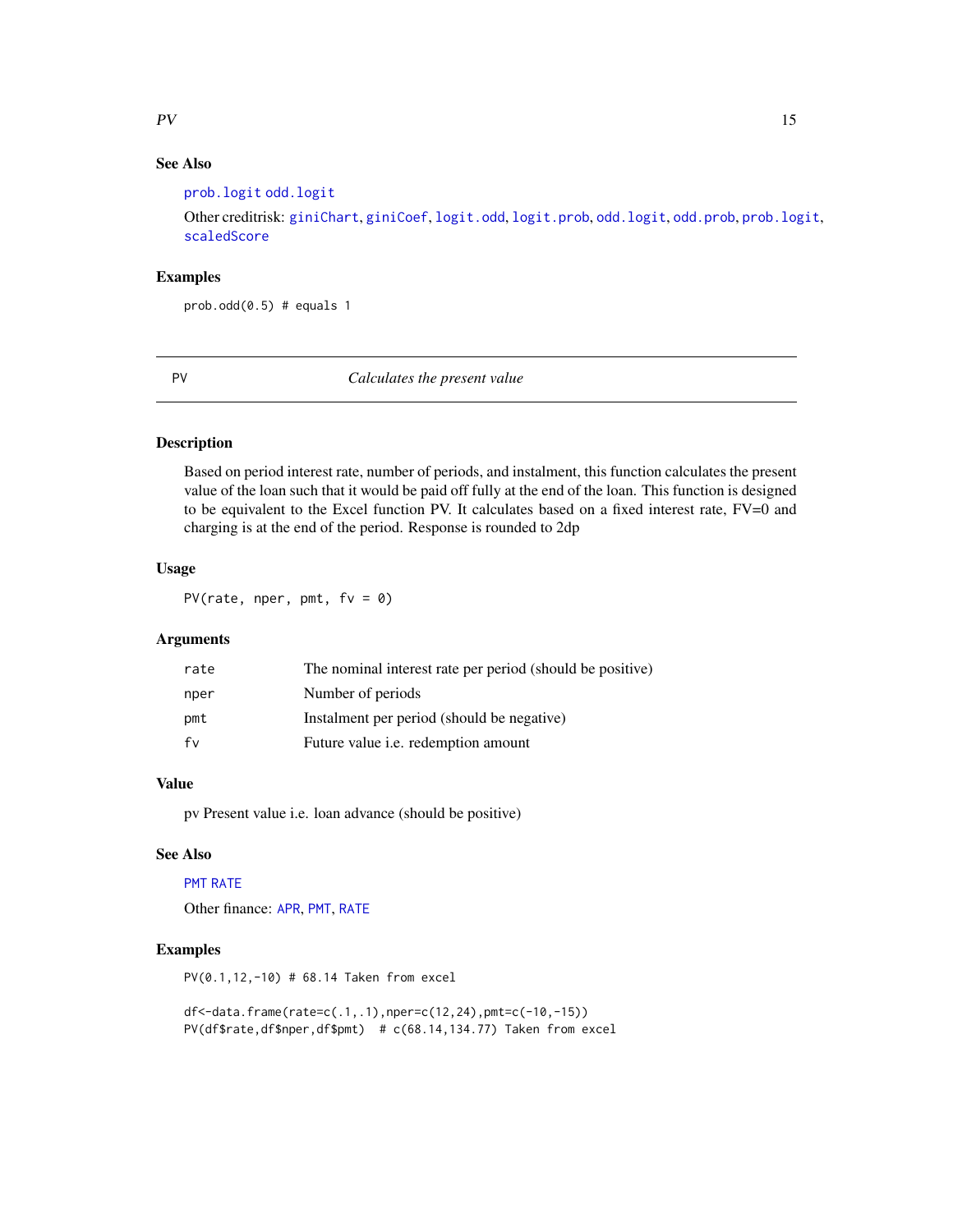### See Also

prob.logit odd.logit

Other creditrisk: giniChart, giniCoef, logit.odd, logit.prob, odd.logit, odd.prob, prob.logit, scaledScore

### Examples

```
prob.odd(0.5) # equals 1
```

---

## PV *Calculates the present value*

---

### Description

Based on period interest rate, number of periods, and instalment, this function calculates the present value of the loan such that it would be paid off fully at the end of the loan. This function is designed to be equivalent to the Excel function PV. It calculates based on a fixed interest rate, FV=0 and charging is at the end of the period. Response is rounded to 2dp

### Usage

```
PV(rate, nper, pmt, fv = 0)
```

### Arguments

| | |
|---|---|
| rate | The nominal interest rate per period (should be positive) |
| nper | Number of periods |
| pmt | Instalment per period (should be negative) |
| fv | Future value i.e. redemption amount |

### Value

pv Present value i.e. loan advance (should be positive)

### See Also

PMT RATE

Other finance: APR, PMT, RATE

### Examples

```
PV(0.1,12,-10) # 68.14 Taken from excel

df<-data.frame(rate=c(.1,.1),nper=c(12,24),pmt=c(-10,-15))
PV(df$rate,df$nper,df$pmt)  # c(68.14,134.77) Taken from excel
```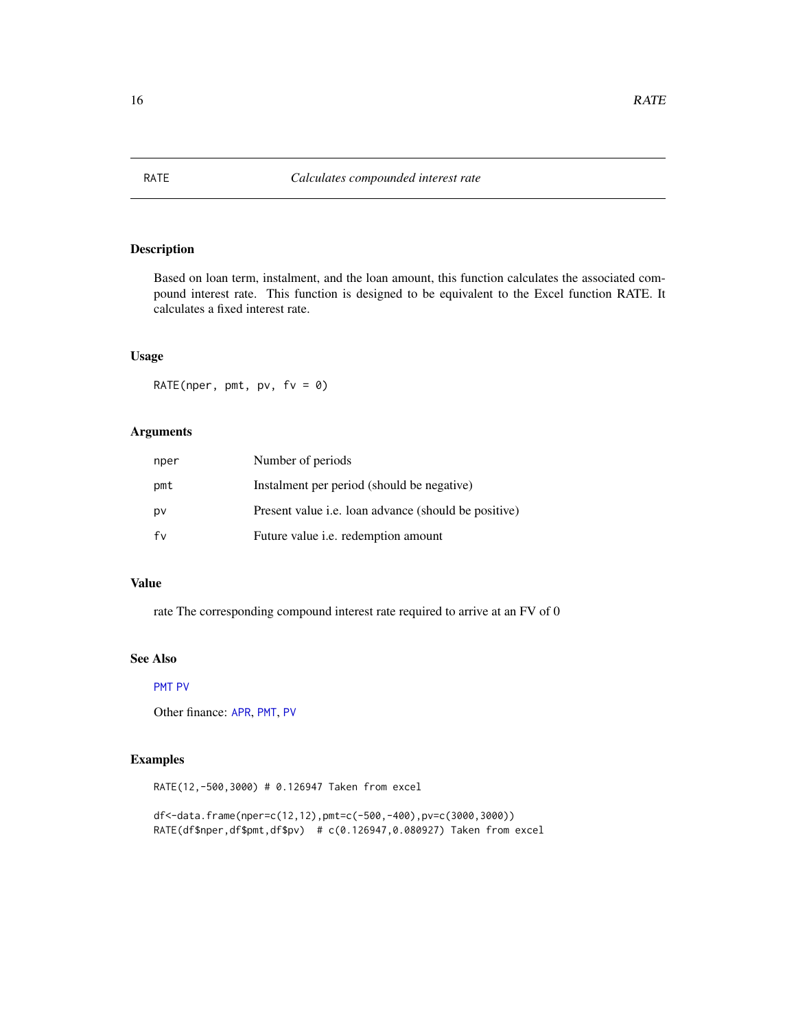# RATE — *Calculates compounded interest rate*

## Description

Based on loan term, instalment, and the loan amount, this function calculates the associated compound interest rate. This function is designed to be equivalent to the Excel function RATE. It calculates a fixed interest rate.

## Usage

```
RATE(nper, pmt, pv, fv = 0)
```

## Arguments

| | |
|---|---|
| nper | Number of periods |
| pmt | Instalment per period (should be negative) |
| pv | Present value i.e. loan advance (should be positive) |
| fv | Future value i.e. redemption amount |

## Value

rate The corresponding compound interest rate required to arrive at an FV of 0

## See Also

PMT PV

Other finance: APR, PMT, PV

## Examples

```
RATE(12,-500,3000) # 0.126947 Taken from excel

df<-data.frame(nper=c(12,12),pmt=c(-500,-400),pv=c(3000,3000))
RATE(df$nper,df$pmt,df$pv)  # c(0.126947,0.080927) Taken from excel
```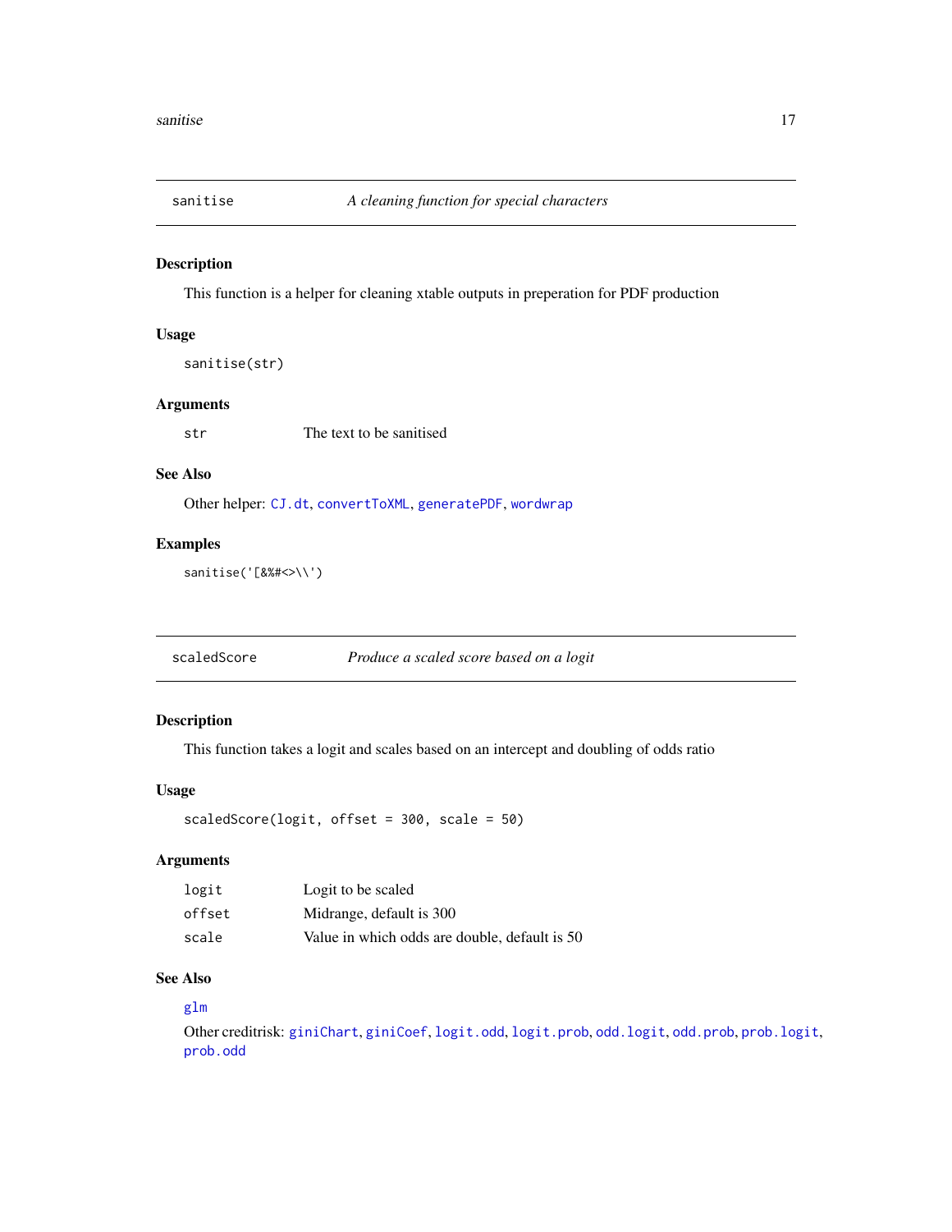## sanitise — *A cleaning function for special characters*

### Description

This function is a helper for cleaning xtable outputs in preperation for PDF production

### Usage

```
sanitise(str)
```

### Arguments

| | |
|---|---|
| str | The text to be sanitised |

### See Also

Other helper: CJ.dt, convertToXML, generatePDF, wordwrap

### Examples

```
sanitise('[&%#<>\\')
```

## scaledScore — *Produce a scaled score based on a logit*

### Description

This function takes a logit and scales based on an intercept and doubling of odds ratio

### Usage

```
scaledScore(logit, offset = 300, scale = 50)
```

### Arguments

| | |
|---|---|
| logit | Logit to be scaled |
| offset | Midrange, default is 300 |
| scale | Value in which odds are double, default is 50 |

### See Also

glm

Other creditrisk: giniChart, giniCoef, logit.odd, logit.prob, odd.logit, odd.prob, prob.logit, prob.odd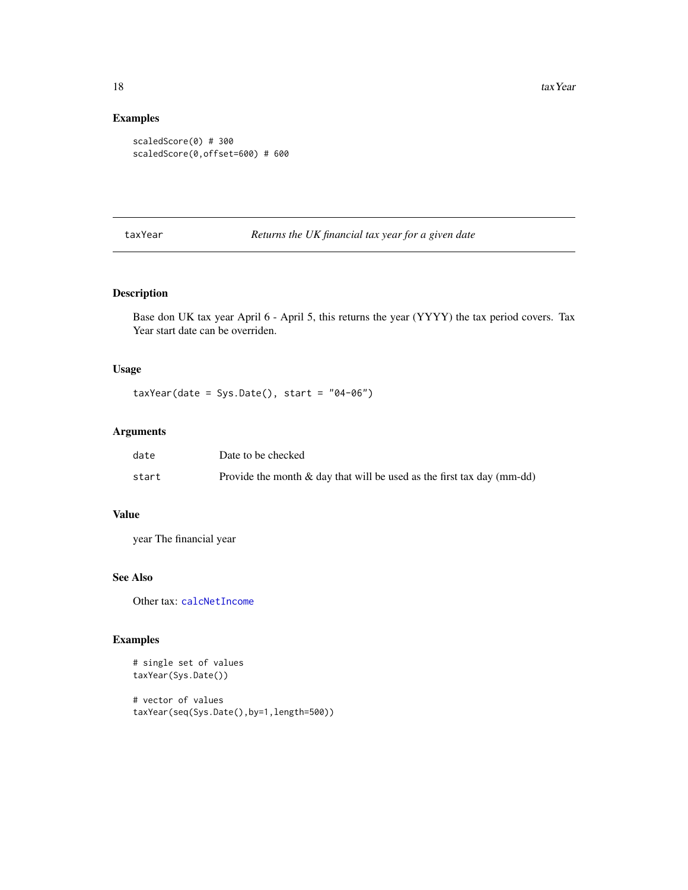## Examples

```
scaledScore(0) # 300
scaledScore(0,offset=600) # 600
```

---

taxYear *Returns the UK financial tax year for a given date*

---

### Description

Base don UK tax year April 6 - April 5, this returns the year (YYYY) the tax period covers. Tax Year start date can be overriden.

### Usage

```
taxYear(date = Sys.Date(), start = "04-06")
```

### Arguments

| | |
|---|---|
| `date` | Date to be checked |
| `start` | Provide the month & day that will be used as the first tax day (mm-dd) |

### Value

year The financial year

### See Also

Other tax: `calcNetIncome`

### Examples

```
# single set of values
taxYear(Sys.Date())

# vector of values
taxYear(seq(Sys.Date(),by=1,length=500))
```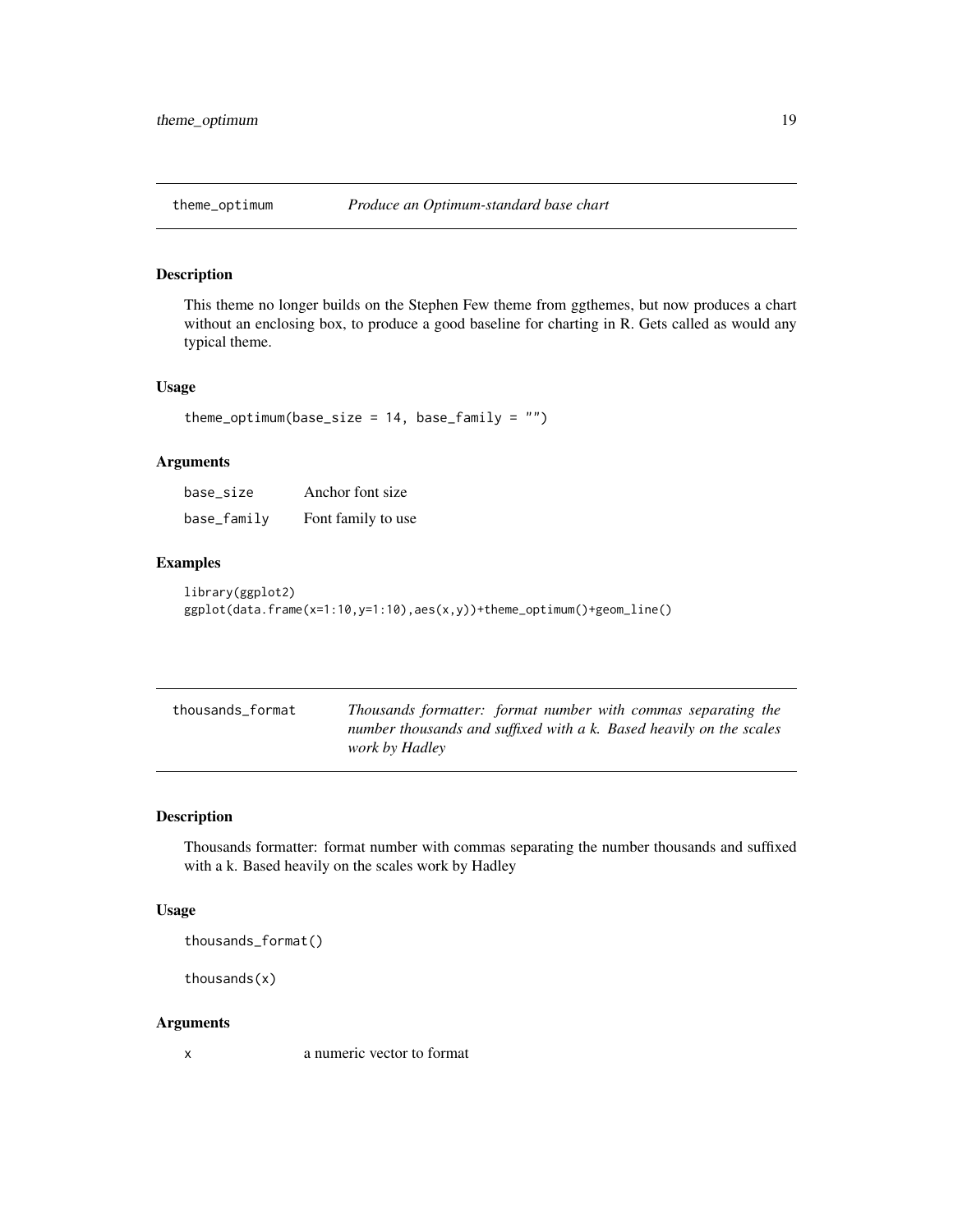## theme_optimum — *Produce an Optimum-standard base chart*

### Description

This theme no longer builds on the Stephen Few theme from ggthemes, but now produces a chart without an enclosing box, to produce a good baseline for charting in R. Gets called as would any typical theme.

### Usage

```
theme_optimum(base_size = 14, base_family = "")
```

### Arguments

| | |
|---|---|
| base_size | Anchor font size |
| base_family | Font family to use |

### Examples

```
library(ggplot2)
ggplot(data.frame(x=1:10,y=1:10),aes(x,y))+theme_optimum()+geom_line()
```

## thousands_format — *Thousands formatter: format number with commas separating the number thousands and suffixed with a k. Based heavily on the scales work by Hadley*

### Description

Thousands formatter: format number with commas separating the number thousands and suffixed with a k. Based heavily on the scales work by Hadley

### Usage

```
thousands_format()

thousands(x)
```

### Arguments

| | |
|---|---|
| x | a numeric vector to format |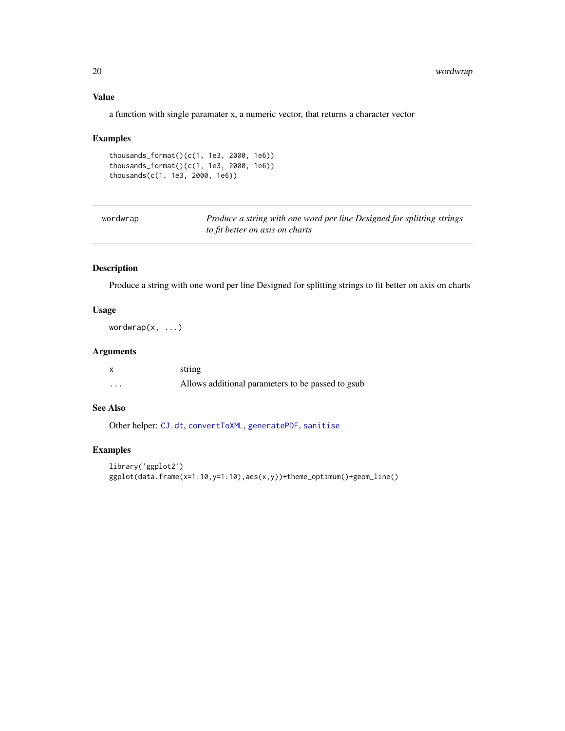### Value

a function with single paramater x, a numeric vector, that returns a character vector

### Examples

```
thousands_format()(c(1, 1e3, 2000, 1e6))
thousands_format()(c(1, 1e3, 2000, 1e6))
thousands(c(1, 1e3, 2000, 1e6))
```

---

## wordwrap — *Produce a string with one word per line Designed for splitting strings to fit better on axis on charts*

---

### Description

Produce a string with one word per line Designed for splitting strings to fit better on axis on charts

### Usage

```
wordwrap(x, ...)
```

### Arguments

| | |
|---|---|
| `x` | string |
| `...` | Allows additional parameters to be passed to gsub |

### See Also

Other helper: `CJ.dt`, `convertToXML`, `generatePDF`, `sanitise`

### Examples

```
library('ggplot2')
ggplot(data.frame(x=1:10,y=1:10),aes(x,y))+theme_optimum()+geom_line()
```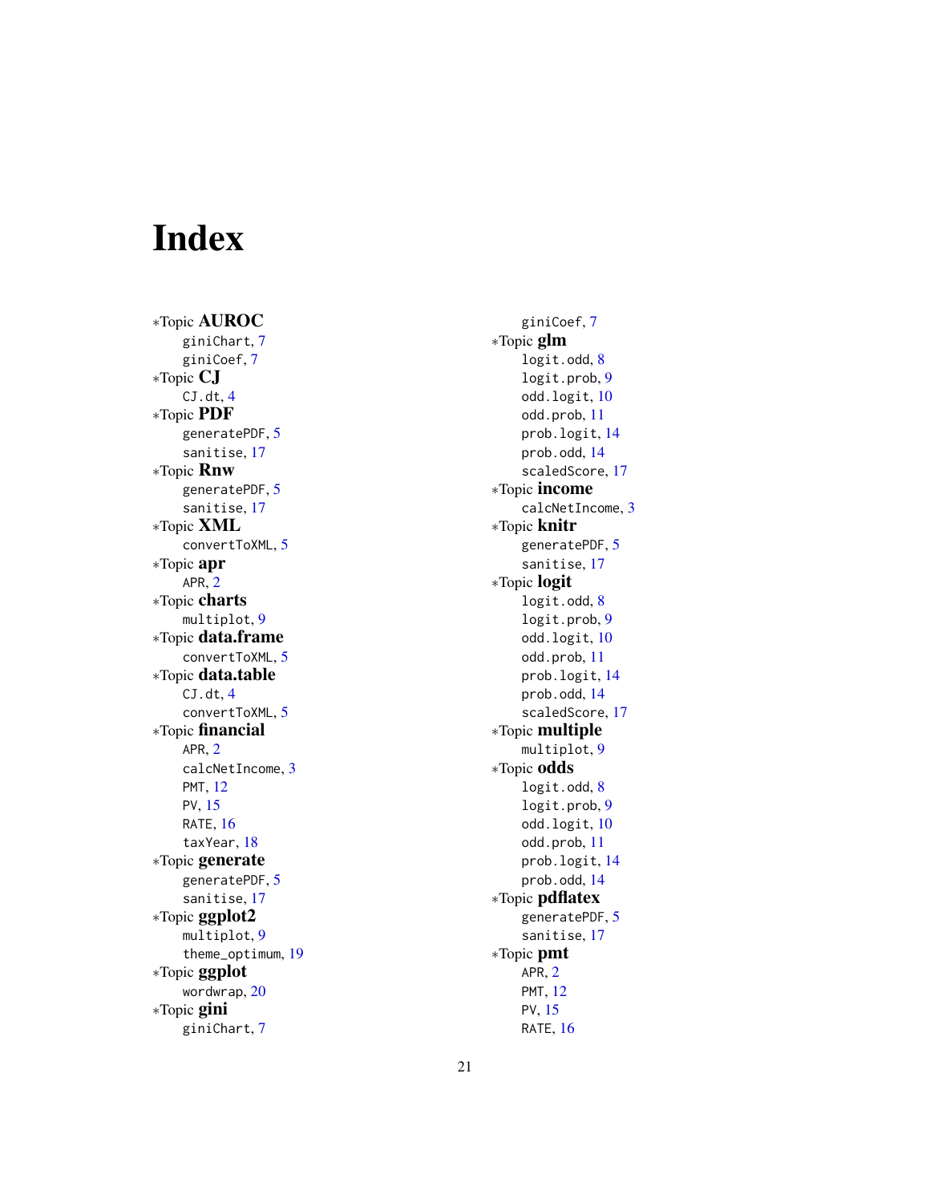# Index

*Topic **AUROC**
- giniChart, 7
- giniCoef, 7

*Topic **CJ**
- CJ.dt, 4

*Topic **PDF**
- generatePDF, 5
- sanitise, 17

*Topic **Rnw**
- generatePDF, 5
- sanitise, 17

*Topic **XML**
- convertToXML, 5

*Topic **apr**
- APR, 2

*Topic **charts**
- multiplot, 9

*Topic **data.frame**
- convertToXML, 5

*Topic **data.table**
- CJ.dt, 4
- convertToXML, 5

*Topic **financial**
- APR, 2
- calcNetIncome, 3
- PMT, 12
- PV, 15
- RATE, 16
- taxYear, 18

*Topic **generate**
- generatePDF, 5
- sanitise, 17

*Topic **ggplot2**
- multiplot, 9
- theme_optimum, 19

*Topic **ggplot**
- wordwrap, 20

*Topic **gini**
- giniChart, 7
- giniCoef, 7

*Topic **glm**
- logit.odd, 8
- logit.prob, 9
- odd.logit, 10
- odd.prob, 11
- prob.logit, 14
- prob.odd, 14
- scaledScore, 17

*Topic **income**
- calcNetIncome, 3

*Topic **knitr**
- generatePDF, 5
- sanitise, 17

*Topic **logit**
- logit.odd, 8
- logit.prob, 9
- odd.logit, 10
- odd.prob, 11
- prob.logit, 14
- prob.odd, 14
- scaledScore, 17

*Topic **multiple**
- multiplot, 9

*Topic **odds**
- logit.odd, 8
- logit.prob, 9
- odd.logit, 10
- odd.prob, 11
- prob.logit, 14
- prob.odd, 14

*Topic **pdflatex**
- generatePDF, 5
- sanitise, 17

*Topic **pmt**
- APR, 2
- PMT, 12
- PV, 15
- RATE, 16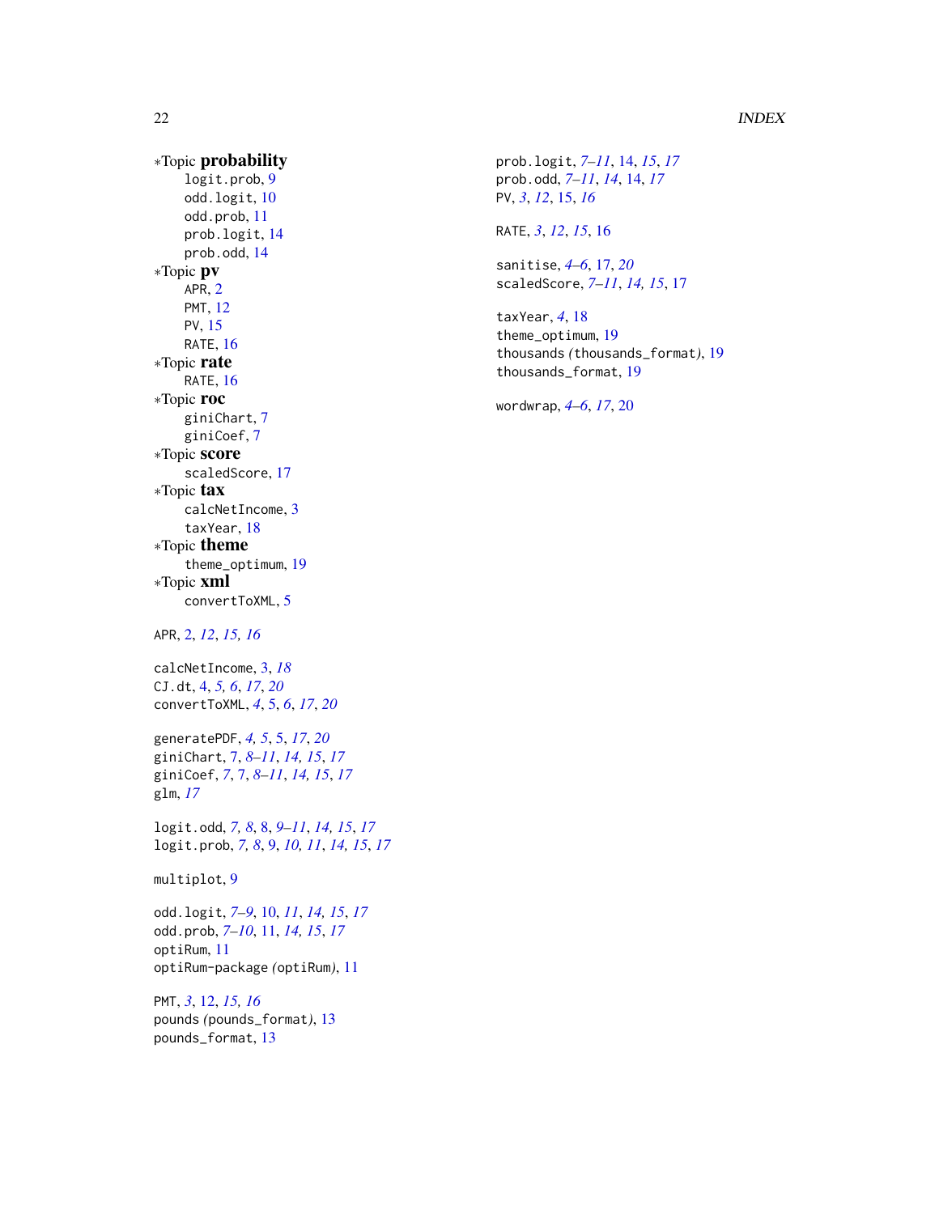∗Topic **probability**
    logit.prob, 9
    odd.logit, 10
    odd.prob, 11
    prob.logit, 14
    prob.odd, 14
∗Topic **pv**
    APR, 2
    PMT, 12
    PV, 15
    RATE, 16
∗Topic **rate**
    RATE, 16
∗Topic **roc**
    giniChart, 7
    giniCoef, 7
∗Topic **score**
    scaledScore, 17
∗Topic **tax**
    calcNetIncome, 3
    taxYear, 18
∗Topic **theme**
    theme_optimum, 19
∗Topic **xml**
    convertToXML, 5

APR, 2, *12*, *15, 16*

calcNetIncome, 3, *18*
CJ.dt, 4, *5, 6*, *17*, *20*
convertToXML, *4*, 5, *6*, *17*, *20*

generatePDF, *4, 5*, 5, *17*, *20*
giniChart, 7, *8–11*, *14, 15*, *17*
giniCoef, *7*, 7, *8–11*, *14, 15*, *17*
glm, *17*

logit.odd, *7, 8*, 8, *9–11*, *14, 15*, *17*
logit.prob, *7, 8*, 9, *10, 11*, *14, 15*, *17*

multiplot, 9

odd.logit, *7–9*, 10, *11*, *14, 15*, *17*
odd.prob, *7–10*, 11, *14, 15*, *17*
optiRum, 11
optiRum-package *(*optiRum*)*, 11

PMT, *3*, 12, *15, 16*
pounds *(*pounds_format*)*, 13
pounds_format, 13
prob.logit, *7–11*, 14, *15*, *17*
prob.odd, *7–11*, *14*, 14, *17*
PV, *3*, *12*, 15, *16*

RATE, *3*, *12*, *15*, 16

sanitise, *4–6*, 17, *20*
scaledScore, *7–11*, *14, 15*, 17

taxYear, *4*, 18
theme_optimum, 19
thousands *(*thousands_format*)*, 19
thousands_format, 19

wordwrap, *4–6*, *17*, 20